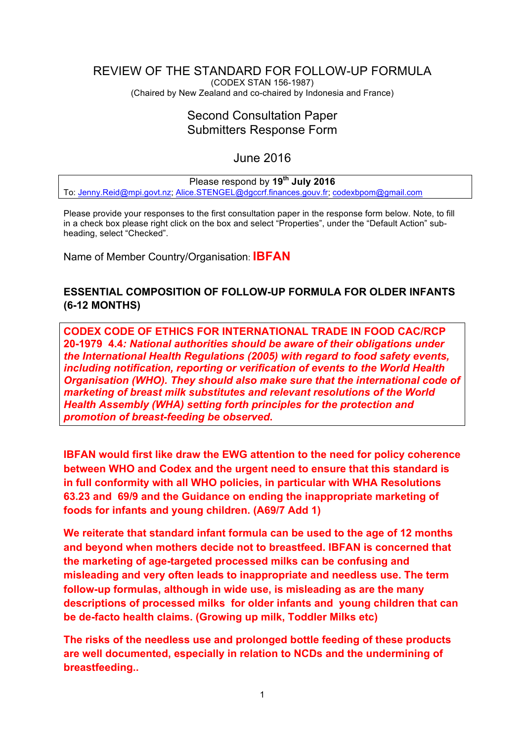# REVIEW OF THE STANDARD FOR FOLLOW-UP FORMULA

(CODEX STAN 156-1987)
(Chaired by New Zealand and co-chaired by Indonesia and France)

## Second Consultation Paper
## Submitters Response Form

June 2016

| Please respond by **19th July 2016** |
|---|
| To: Jenny.Reid@mpi.govt.nz; Alice.STENGEL@dgccrf.finances.gouv.fr; codexbpom@gmail.com |

Please provide your responses to the first consultation paper in the response form below. Note, to fill in a check box please right click on the box and select "Properties", under the "Default Action" sub-heading, select "Checked".

Name of Member Country/Organisation: **IBFAN**

### ESSENTIAL COMPOSITION OF FOLLOW-UP FORMULA FOR OLDER INFANTS (6-12 MONTHS)

**CODEX CODE OF ETHICS FOR INTERNATIONAL TRADE IN FOOD CAC/RCP 20-1979 4.4*: National authorities should be aware of their obligations under the International Health Regulations (2005) with regard to food safety events, including notification, reporting or verification of events to the World Health Organisation (WHO). They should also make sure that the international code of marketing of breast milk substitutes and relevant resolutions of the World Health Assembly (WHA) setting forth principles for the protection and promotion of breast-feeding be observed.***

**IBFAN would first like draw the EWG attention to the need for policy coherence between WHO and Codex and the urgent need to ensure that this standard is in full conformity with all WHO policies, in particular with WHA Resolutions 63.23 and 69/9 and the Guidance on ending the inappropriate marketing of foods for infants and young children. (A69/7 Add 1)**

**We reiterate that standard infant formula can be used to the age of 12 months and beyond when mothers decide not to breastfeed. IBFAN is concerned that the marketing of age-targeted processed milks can be confusing and misleading and very often leads to inappropriate and needless use. The term follow-up formulas, although in wide use, is misleading as are the many descriptions of processed milks for older infants and young children that can be de-facto health claims. (Growing up milk, Toddler Milks etc)**

**The risks of the needless use and prolonged bottle feeding of these products are well documented, especially in relation to NCDs and the undermining of breastfeeding..**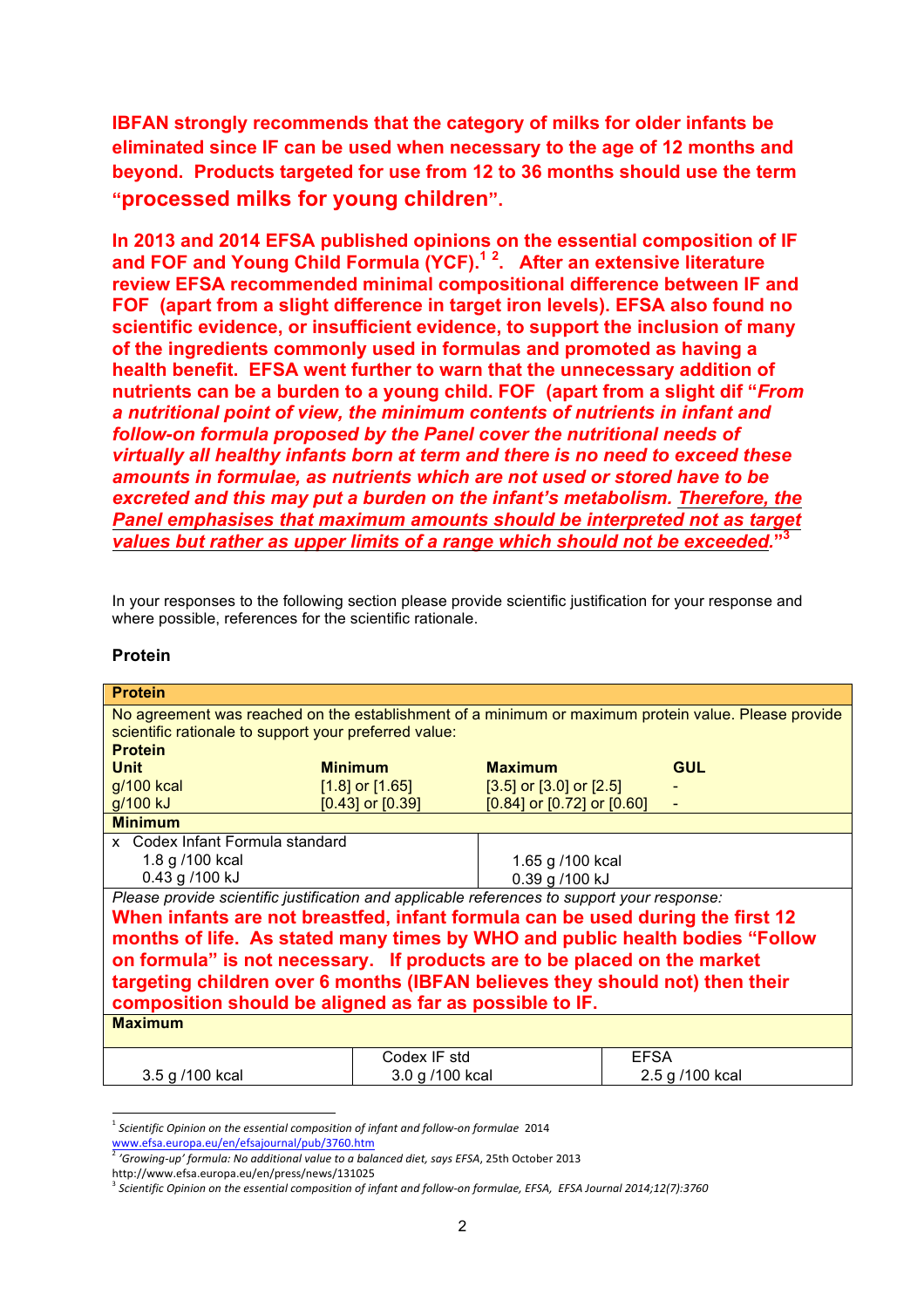**IBFAN strongly recommends that the category of milks for older infants be eliminated since IF can be used when necessary to the age of 12 months and beyond. Products targeted for use from 12 to 36 months should use the term "processed milks for young children".**

**In 2013 and 2014 EFSA published opinions on the essential composition of IF and FOF and Young Child Formula (YCF).[1 2]. After an extensive literature review EFSA recommended minimal compositional difference between IF and FOF (apart from a slight difference in target iron levels). EFSA also found no scientific evidence, or insufficient evidence, to support the inclusion of many of the ingredients commonly used in formulas and promoted as having a health benefit. EFSA went further to warn that the unnecessary addition of nutrients can be a burden to a young child. FOF (apart from a slight dif "*From a nutritional point of view, the minimum contents of nutrients in infant and follow-on formula proposed by the Panel cover the nutritional needs of virtually all healthy infants born at term and there is no need to exceed these amounts in formulae, as nutrients which are not used or stored have to be excreted and this may put a burden on the infant's metabolism. <u>Therefore, the Panel emphasises that maximum amounts should be interpreted not as target values but rather as upper limits of a range which should not be exceeded</u>.*"[3]**

In your responses to the following section please provide scientific justification for your response and where possible, references for the scientific rationale.

**Protein**

| **Protein** | | | |
|---|---|---|---|
| No agreement was reached on the establishment of a minimum or maximum protein value. Please provide scientific rationale to support your preferred value: | | | |
| **Protein** | | | |
| **Unit** | **Minimum** | **Maximum** | **GUL** |
| g/100 kcal | [1.8] or [1.65] | [3.5] or [3.0] or [2.5] | - |
| g/100 kJ | [0.43] or [0.39] | [0.84] or [0.72] or [0.60] | - |
| **Minimum** | | | |
| x Codex Infant Formula standard<br>1.8 g /100 kcal<br>0.43 g /100 kJ | | 1.65 g /100 kcal<br>0.39 g /100 kJ | |
| *Please provide scientific justification and applicable references to support your response:*<br>**When infants are not breastfed, infant formula can be used during the first 12 months of life. As stated many times by WHO and public health bodies "Follow on formula" is not necessary. If products are to be placed on the market targeting children over 6 months (IBFAN believes they should not) then their composition should be aligned as far as possible to IF.** | | | |
| **Maximum** | | | |
| 3.5 g /100 kcal | Codex IF std<br>3.0 g /100 kcal | | EFSA<br>2.5 g /100 kcal |

[1] *Scientific Opinion on the essential composition of infant and follow-on formulae* 2014 www.efsa.europa.eu/en/efsajournal/pub/3760.htm

[2] *'Growing-up' formula: No additional value to a balanced diet, says EFSA*, 25th October 2013 http://www.efsa.europa.eu/en/press/news/131025

[3] *Scientific Opinion on the essential composition of infant and follow-on formulae, EFSA, EFSA Journal 2014;12(7):3760*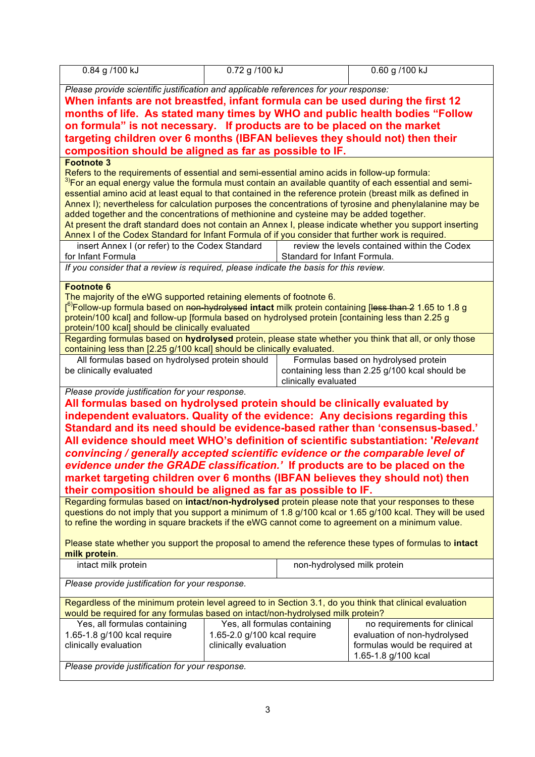| 0.84 g /100 kJ | 0.72 g /100 kJ | 0.60 g /100 kJ |
|---|---|---|

*Please provide scientific justification and applicable references for your response:*

**When infants are not breastfed, infant formula can be used during the first 12 months of life. As stated many times by WHO and public health bodies "Follow on formula" is not necessary. If products are to be placed on the market targeting children over 6 months (IBFAN believes they should not) then their composition should be aligned as far as possible to IF.**

**Footnote 3**

Refers to the requirements of essential and semi-essential amino acids in follow-up formula:

[3)]For an equal energy value the formula must contain an available quantity of each essential and semi-essential amino acid at least equal to that contained in the reference protein (breast milk as defined in Annex I); nevertheless for calculation purposes the concentrations of tyrosine and phenylalanine may be added together and the concentrations of methionine and cysteine may be added together.

At present the draft standard does not contain an Annex I, please indicate whether you support inserting Annex I of the Codex Standard for Infant Formula of if you consider that further work is required.

| insert Annex I (or refer) to the Codex Standard for Infant Formula | review the levels contained within the Codex Standard for Infant Formula. |
|---|---|

*If you consider that a review is required, please indicate the basis for this review.*

**Footnote 6**

The majority of the eWG supported retaining elements of footnote 6.

[[6)]Follow-up formula based on ~~non-hydrolysed~~ **intact** milk protein containing [~~less than 2~~ 1.65 to 1.8 g protein/100 kcal] and follow-up [formula based on hydrolysed protein [containing less than 2.25 g protein/100 kcal] should be clinically evaluated

Regarding formulas based on **hydrolysed** protein, please state whether you think that all, or only those containing less than [2.25 g/100 kcal] should be clinically evaluated.

| All formulas based on hydrolysed protein should be clinically evaluated | Formulas based on hydrolysed protein containing less than 2.25 g/100 kcal should be clinically evaluated |
|---|---|

*Please provide justification for your response.*

**All formulas based on hydrolysed protein should be clinically evaluated by independent evaluators. Quality of the evidence: Any decisions regarding this Standard and its need should be evidence-based rather than 'consensus-based.' All evidence should meet WHO's definition of scientific substantiation: '*Relevant convincing / generally accepted scientific evidence or the comparable level of evidence under the GRADE classification.*' If products are to be placed on the market targeting children over 6 months (IBFAN believes they should not) then their composition should be aligned as far as possible to IF.**

Regarding formulas based on **intact/non-hydrolysed** protein please note that your responses to these questions do not imply that you support a minimum of 1.8 g/100 kcal or 1.65 g/100 kcal. They will be used to refine the wording in square brackets if the eWG cannot come to agreement on a minimum value.

Please state whether you support the proposal to amend the reference these types of formulas to **intact milk protein**.

| intact milk protein | non-hydrolysed milk protein |
|---|---|

*Please provide justification for your response.*

Regardless of the minimum protein level agreed to in Section 3.1, do you think that clinical evaluation would be required for any formulas based on intact/non-hydrolysed milk protein?

| Yes, all formulas containing 1.65-1.8 g/100 kcal require clinically evaluation | Yes, all formulas containing 1.65-2.0 g/100 kcal require clinically evaluation | no requirements for clinical evaluation of non-hydrolysed formulas would be required at 1.65-1.8 g/100 kcal |
|---|---|---|

*Please provide justification for your response.*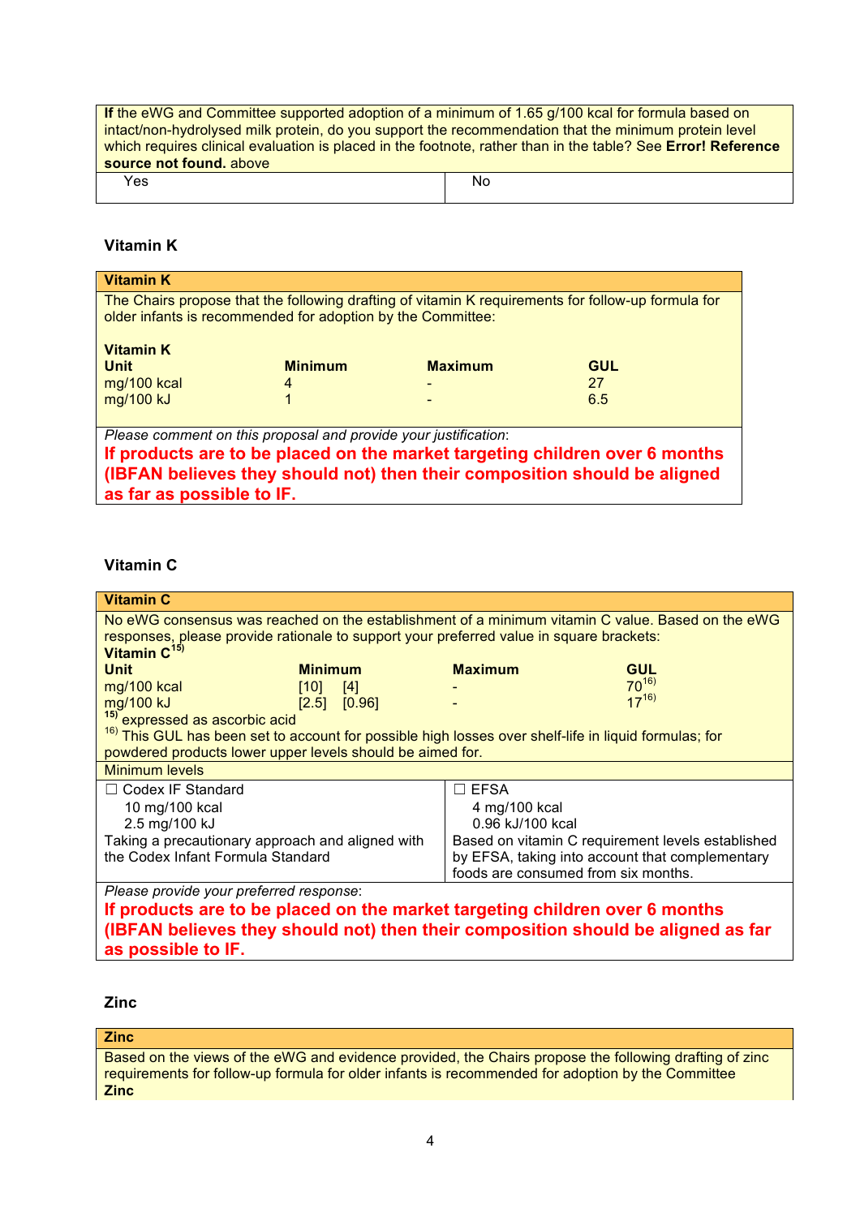| **If** the eWG and Committee supported adoption of a minimum of 1.65 g/100 kcal for formula based on intact/non-hydrolysed milk protein, do you support the recommendation that the minimum protein level which requires clinical evaluation is placed in the footnote, rather than in the table? See **Error! Reference source not found.** above | |
|---|---|
| Yes | No |

### Vitamin K

**Vitamin K**

The Chairs propose that the following drafting of vitamin K requirements for follow-up formula for older infants is recommended for adoption by the Committee:

**Vitamin K**

| **Unit** | **Minimum** | **Maximum** | **GUL** |
|---|---|---|---|
| mg/100 kcal | 4 | - | 27 |
| mg/100 kJ | 1 | - | 6.5 |

*Please comment on this proposal and provide your justification*:

**If products are to be placed on the market targeting children over 6 months (IBFAN believes they should not) then their composition should be aligned as far as possible to IF.**

### Vitamin C

**Vitamin C**

No eWG consensus was reached on the establishment of a minimum vitamin C value. Based on the eWG responses, please provide rationale to support your preferred value in square brackets:

**Vitamin C**[15)]

| **Unit** | **Minimum** | **Maximum** | **GUL** |
|---|---|---|---|
| mg/100 kcal | [10] [4] | - | 70[16)] |
| mg/100 kJ | [2.5] [0.96] | - | 17[16)] |

[15)] expressed as ascorbic acid

[16)] This GUL has been set to account for possible high losses over shelf-life in liquid formulas; for powdered products lower upper levels should be aimed for.

Minimum levels

| ☐ Codex IF Standard | ☐ EFSA |
|---|---|
| 10 mg/100 kcal<br>2.5 mg/100 kJ<br>Taking a precautionary approach and aligned with the Codex Infant Formula Standard | 4 mg/100 kcal<br>0.96 kJ/100 kcal<br>Based on vitamin C requirement levels established by EFSA, taking into account that complementary foods are consumed from six months. |

*Please provide your preferred response*:

**If products are to be placed on the market targeting children over 6 months (IBFAN believes they should not) then their composition should be aligned as far as possible to IF.**

### Zinc

**Zinc**

Based on the views of the eWG and evidence provided, the Chairs propose the following drafting of zinc requirements for follow-up formula for older infants is recommended for adoption by the Committee

**Zinc**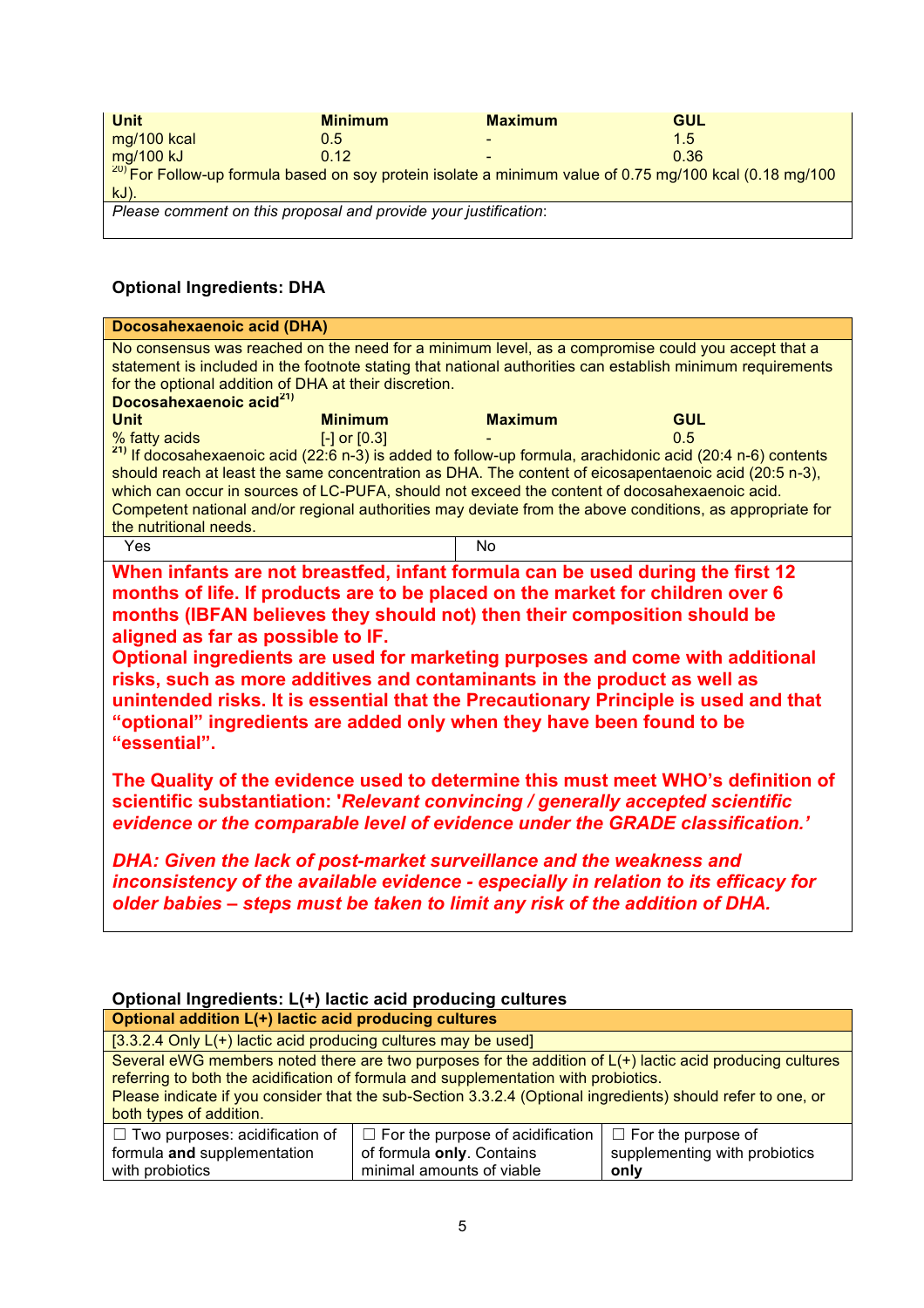| Unit | Minimum | Maximum | GUL |
|---|---|---|---|
| mg/100 kcal | 0.5 | - | 1.5 |
| mg/100 kJ | 0.12 | - | 0.36 |

[20] For Follow-up formula based on soy protein isolate a minimum value of 0.75 mg/100 kcal (0.18 mg/100 kJ).

*Please comment on this proposal and provide your justification*:

### Optional Ingredients: DHA

**Docosahexaenoic acid (DHA)**

No consensus was reached on the need for a minimum level, as a compromise could you accept that a statement is included in the footnote stating that national authorities can establish minimum requirements for the optional addition of DHA at their discretion.

**Docosahexaenoic acid[21)]**

| Unit | Minimum | Maximum | GUL |
|---|---|---|---|
| % fatty acids | [-] or [0.3] | - | 0.5 |

[21)] If docosahexaenoic acid (22:6 n-3) is added to follow-up formula, arachidonic acid (20:4 n-6) contents should reach at least the same concentration as DHA. The content of eicosapentaenoic acid (20:5 n-3), which can occur in sources of LC-PUFA, should not exceed the content of docosahexaenoic acid. Competent national and/or regional authorities may deviate from the above conditions, as appropriate for the nutritional needs.

| Yes | No |
|---|---|

**When infants are not breastfed, infant formula can be used during the first 12 months of life. If products are to be placed on the market for children over 6 months (IBFAN believes they should not) then their composition should be aligned as far as possible to IF.**

**Optional ingredients are used for marketing purposes and come with additional risks, such as more additives and contaminants in the product as well as unintended risks. It is essential that the Precautionary Principle is used and that "optional" ingredients are added only when they have been found to be "essential".**

**The Quality of the evidence used to determine this must meet WHO's definition of scientific substantiation: '*Relevant convincing / generally accepted scientific evidence or the comparable level of evidence under the GRADE classification.'***

***DHA: Given the lack of post-market surveillance and the weakness and inconsistency of the available evidence - especially in relation to its efficacy for older babies – steps must be taken to limit any risk of the addition of DHA.***

### Optional Ingredients: L(+) lactic acid producing cultures

**Optional addition L(+) lactic acid producing cultures**

[3.3.2.4 Only L(+) lactic acid producing cultures may be used]

Several eWG members noted there are two purposes for the addition of L(+) lactic acid producing cultures referring to both the acidification of formula and supplementation with probiotics.
Please indicate if you consider that the sub-Section 3.3.2.4 (Optional ingredients) should refer to one, or both types of addition.

| ☐ Two purposes: acidification of formula **and** supplementation with probiotics | ☐ For the purpose of acidification of formula **only**. Contains minimal amounts of viable | ☐ For the purpose of supplementing with probiotics **only** |
|---|---|---|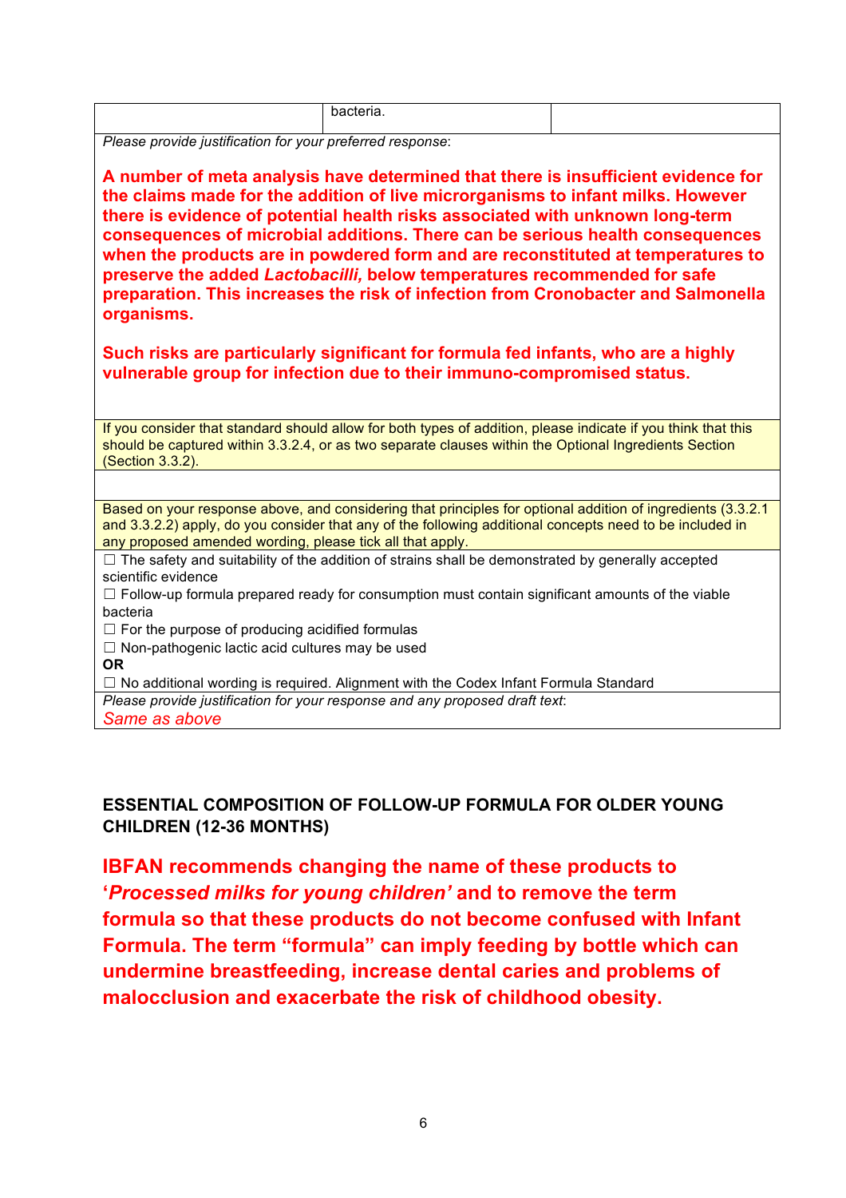| | bacteria. | |
|---|---|---|

*Please provide justification for your preferred response*:

**A number of meta analysis have determined that there is insufficient evidence for the claims made for the addition of live microrganisms to infant milks. However there is evidence of potential health risks associated with unknown long-term consequences of microbial additions. There can be serious health consequences when the products are in powdered form and are reconstituted at temperatures to preserve the added *Lactobacilli,* below temperatures recommended for safe preparation. This increases the risk of infection from Cronobacter and Salmonella organisms.**

**Such risks are particularly significant for formula fed infants, who are a highly vulnerable group for infection due to their immuno-compromised status.**

If you consider that standard should allow for both types of addition, please indicate if you think that this should be captured within 3.3.2.4, or as two separate clauses within the Optional Ingredients Section (Section 3.3.2).

Based on your response above, and considering that principles for optional addition of ingredients (3.3.2.1 and 3.3.2.2) apply, do you consider that any of the following additional concepts need to be included in any proposed amended wording, please tick all that apply.

☐ The safety and suitability of the addition of strains shall be demonstrated by generally accepted scientific evidence
☐ Follow-up formula prepared ready for consumption must contain significant amounts of the viable bacteria
☐ For the purpose of producing acidified formulas
☐ Non-pathogenic lactic acid cultures may be used
**OR**
☐ No additional wording is required. Alignment with the Codex Infant Formula Standard

*Please provide justification for your response and any proposed draft text*:
*Same as above*

**ESSENTIAL COMPOSITION OF FOLLOW-UP FORMULA FOR OLDER YOUNG CHILDREN (12-36 MONTHS)**

**IBFAN recommends changing the name of these products to '*Processed milks for young children'* and to remove the term formula so that these products do not become confused with Infant Formula. The term "formula" can imply feeding by bottle which can undermine breastfeeding, increase dental caries and problems of malocclusion and exacerbate the risk of childhood obesity.**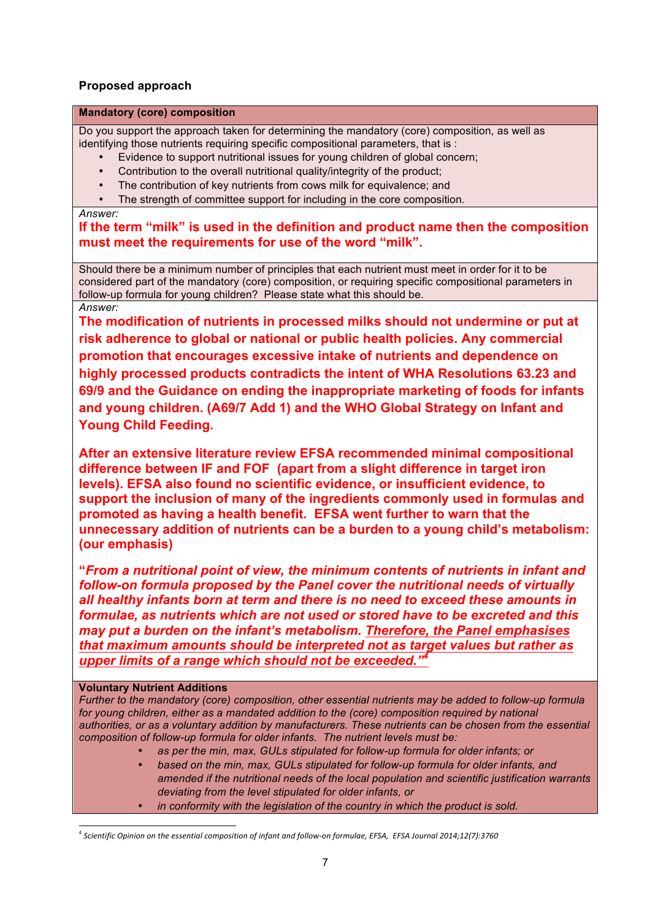**Proposed approach**

**Mandatory (core) composition**

Do you support the approach taken for determining the mandatory (core) composition, as well as identifying those nutrients requiring specific compositional parameters, that is :

- Evidence to support nutritional issues for young children of global concern;
- Contribution to the overall nutritional quality/integrity of the product;
- The contribution of key nutrients from cows milk for equivalence; and
- The strength of committee support for including in the core composition.

*Answer:*

**If the term "milk" is used in the definition and product name then the composition must meet the requirements for use of the word "milk".**

Should there be a minimum number of principles that each nutrient must meet in order for it to be considered part of the mandatory (core) composition, or requiring specific compositional parameters in follow-up formula for young children? Please state what this should be.

*Answer:*

**The modification of nutrients in processed milks should not undermine or put at risk adherence to global or national or public health policies. Any commercial promotion that encourages excessive intake of nutrients and dependence on highly processed products contradicts the intent of WHA Resolutions 63.23 and 69/9 and the Guidance on ending the inappropriate marketing of foods for infants and young children. (A69/7 Add 1) and the WHO Global Strategy on Infant and Young Child Feeding.**

**After an extensive literature review EFSA recommended minimal compositional difference between IF and FOF (apart from a slight difference in target iron levels). EFSA also found no scientific evidence, or insufficient evidence, to support the inclusion of many of the ingredients commonly used in formulas and promoted as having a health benefit. EFSA went further to warn that the unnecessary addition of nutrients can be a burden to a young child's metabolism: (our emphasis)**

**"*From a nutritional point of view, the minimum contents of nutrients in infant and follow-on formula proposed by the Panel cover the nutritional needs of virtually all healthy infants born at term and there is no need to exceed these amounts in formulae, as nutrients which are not used or stored have to be excreted and this may put a burden on the infant's metabolism. <u>Therefore, the Panel emphasises that maximum amounts should be interpreted not as target values but rather as upper limits of a range which should not be exceeded.</u>*"[4]**

**Voluntary Nutrient Additions**

*Further to the mandatory (core) composition, other essential nutrients may be added to follow-up formula for young children, either as a mandated addition to the (core) composition required by national authorities, or as a voluntary addition by manufacturers. These nutrients can be chosen from the essential composition of follow-up formula for older infants. The nutrient levels must be:*

- *as per the min, max, GULs stipulated for follow-up formula for older infants; or*
- *based on the min, max, GULs stipulated for follow-up formula for older infants, and amended if the nutritional needs of the local population and scientific justification warrants deviating from the level stipulated for older infants, or*
- *in conformity with the legislation of the country in which the product is sold.*

---

[4] *Scientific Opinion on the essential composition of infant and follow-on formulae, EFSA, EFSA Journal 2014;12(7):3760*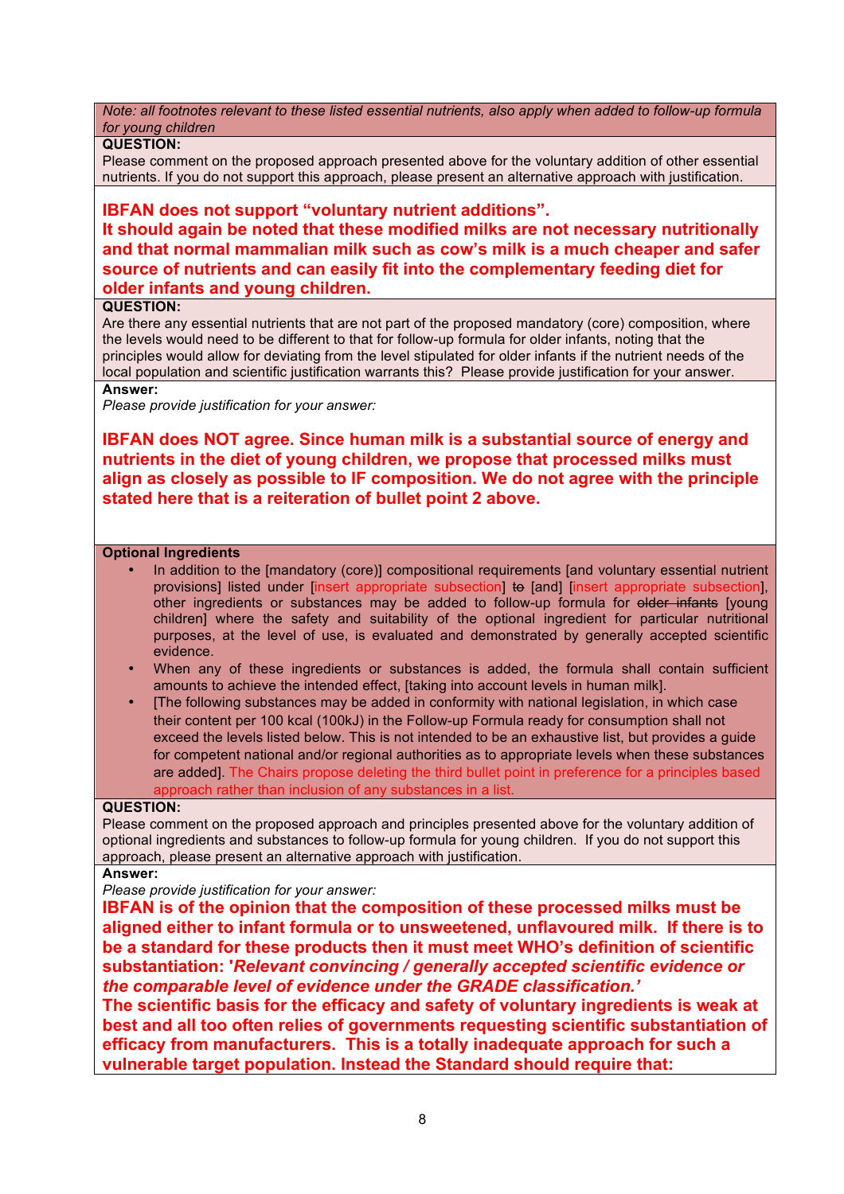*Note: all footnotes relevant to these listed essential nutrients, also apply when added to follow-up formula for young children*

**QUESTION:**

Please comment on the proposed approach presented above for the voluntary addition of other essential nutrients. If you do not support this approach, please present an alternative approach with justification.

**IBFAN does not support "voluntary nutrient additions".**
**It should again be noted that these modified milks are not necessary nutritionally and that normal mammalian milk such as cow's milk is a much cheaper and safer source of nutrients and can easily fit into the complementary feeding diet for older infants and young children.**

**QUESTION:**

Are there any essential nutrients that are not part of the proposed mandatory (core) composition, where the levels would need to be different to that for follow-up formula for older infants, noting that the principles would allow for deviating from the level stipulated for older infants if the nutrient needs of the local population and scientific justification warrants this? Please provide justification for your answer.

**Answer:**

*Please provide justification for your answer:*

**IBFAN does NOT agree. Since human milk is a substantial source of energy and nutrients in the diet of young children, we propose that processed milks must align as closely as possible to IF composition. We do not agree with the principle stated here that is a reiteration of bullet point 2 above.**

**Optional Ingredients**

- In addition to the [mandatory (core)] compositional requirements [and voluntary essential nutrient provisions] listed under [insert appropriate subsection] ~~to~~ [and] [insert appropriate subsection], other ingredients or substances may be added to follow-up formula for ~~older infants~~ [young children] where the safety and suitability of the optional ingredient for particular nutritional purposes, at the level of use, is evaluated and demonstrated by generally accepted scientific evidence.
- When any of these ingredients or substances is added, the formula shall contain sufficient amounts to achieve the intended effect, [taking into account levels in human milk].
- [The following substances may be added in conformity with national legislation, in which case their content per 100 kcal (100kJ) in the Follow-up Formula ready for consumption shall not exceed the levels listed below. This is not intended to be an exhaustive list, but provides a guide for competent national and/or regional authorities as to appropriate levels when these substances are added]. The Chairs propose deleting the third bullet point in preference for a principles based approach rather than inclusion of any substances in a list.

**QUESTION:**

Please comment on the proposed approach and principles presented above for the voluntary addition of optional ingredients and substances to follow-up formula for young children. If you do not support this approach, please present an alternative approach with justification.

**Answer:**

*Please provide justification for your answer:*

**IBFAN is of the opinion that the composition of these processed milks must be aligned either to infant formula or to unsweetened, unflavoured milk. If there is to be a standard for these products then it must meet WHO's definition of scientific substantiation: '*Relevant convincing / generally accepted scientific evidence or the comparable level of evidence under the GRADE classification.'***

**The scientific basis for the efficacy and safety of voluntary ingredients is weak at best and all too often relies of governments requesting scientific substantiation of efficacy from manufacturers. This is a totally inadequate approach for such a vulnerable target population. Instead the Standard should require that:**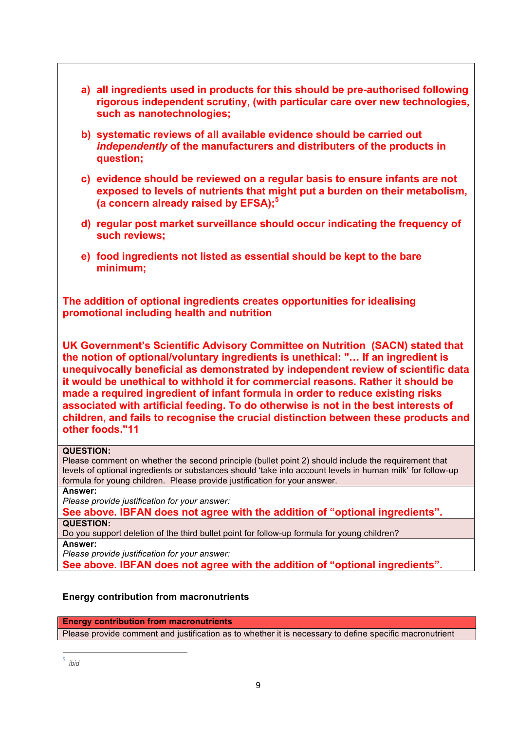**a) all ingredients used in products for this should be pre-authorised following rigorous independent scrutiny, (with particular care over new technologies, such as nanotechnologies;**

**b) systematic reviews of all available evidence should be carried out *independently* of the manufacturers and distributers of the products in question;**

**c) evidence should be reviewed on a regular basis to ensure infants are not exposed to levels of nutrients that might put a burden on their metabolism, (a concern already raised by EFSA);[5]**

**d) regular post market surveillance should occur indicating the frequency of such reviews;**

**e) food ingredients not listed as essential should be kept to the bare minimum;**

**The addition of optional ingredients creates opportunities for idealising promotional including health and nutrition**

**UK Government's Scientific Advisory Committee on Nutrition (SACN) stated that the notion of optional/voluntary ingredients is unethical: "… If an ingredient is unequivocally beneficial as demonstrated by independent review of scientific data it would be unethical to withhold it for commercial reasons. Rather it should be made a required ingredient of infant formula in order to reduce existing risks associated with artificial feeding. To do otherwise is not in the best interests of children, and fails to recognise the crucial distinction between these products and other foods."11**

**QUESTION:**
Please comment on whether the second principle (bullet point 2) should include the requirement that levels of optional ingredients or substances should 'take into account levels in human milk' for follow-up formula for young children. Please provide justification for your answer.

**Answer:**
*Please provide justification for your answer:*
**See above. IBFAN does not agree with the addition of "optional ingredients".**

**QUESTION:**
Do you support deletion of the third bullet point for follow-up formula for young children?

**Answer:**
*Please provide justification for your answer:*
**See above. IBFAN does not agree with the addition of "optional ingredients".**

**Energy contribution from macronutrients**

| **Energy contribution from macronutrients** |
|---|
| Please provide comment and justification as to whether it is necessary to define specific macronutrient |

[5] *ibid*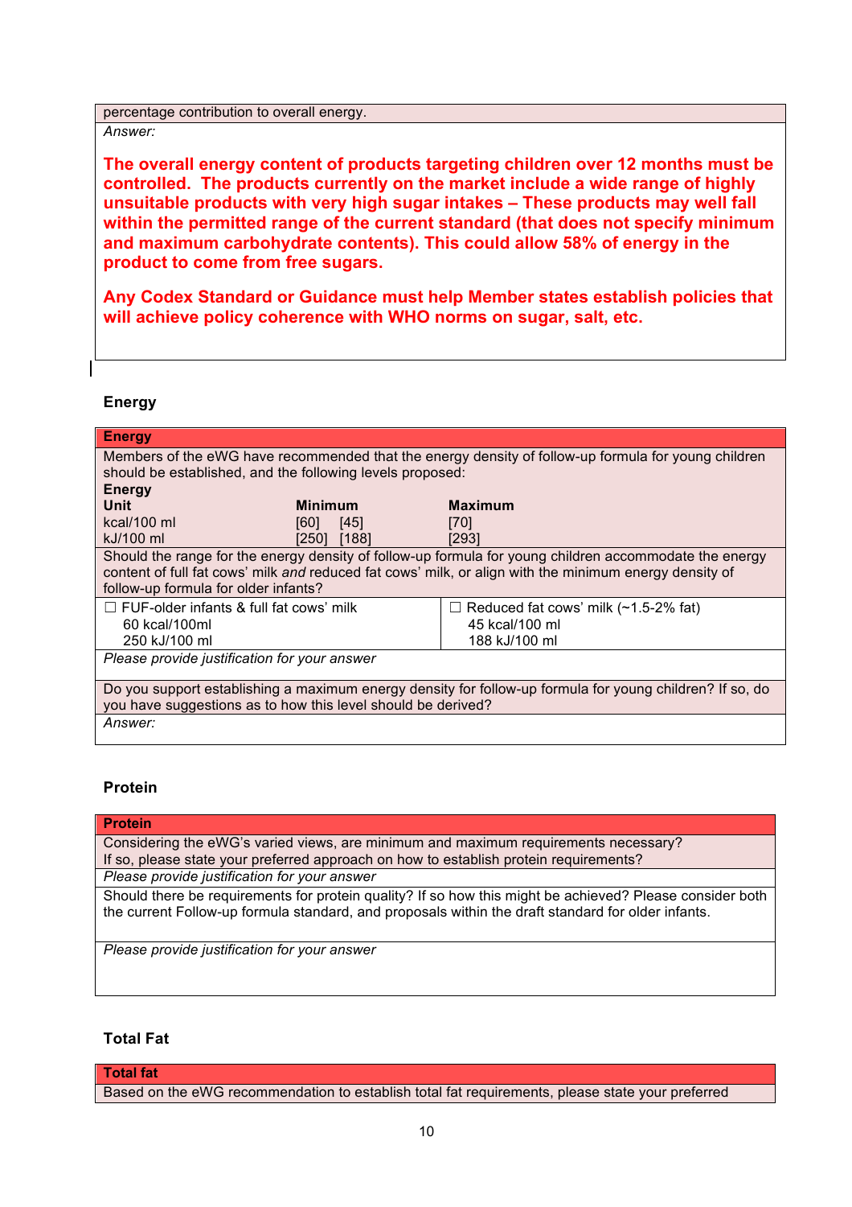| percentage contribution to overall energy. |
|---|
| *Answer:*<br><br>**The overall energy content of products targeting children over 12 months must be controlled. The products currently on the market include a wide range of highly unsuitable products with very high sugar intakes – These products may well fall within the permitted range of the current standard (that does not specify minimum and maximum carbohydrate contents). This could allow 58% of energy in the product to come from free sugars.**<br><br>**Any Codex Standard or Guidance must help Member states establish policies that will achieve policy coherence with WHO norms on sugar, salt, etc.** |

**Energy**

| **Energy** | | |
|---|---|---|
| Members of the eWG have recommended that the energy density of follow-up formula for young children should be established, and the following levels proposed: | | |
| **Energy Unit** | **Minimum** | **Maximum** |
| kcal/100 ml | [60] [45] | [70] |
| kJ/100 ml | [250] [188] | [293] |
| Should the range for the energy density of follow-up formula for young children accommodate the energy content of full fat cows' milk *and* reduced fat cows' milk, or align with the minimum energy density of follow-up formula for older infants? | | |
| ☐ FUF-older infants & full fat cows' milk<br>60 kcal/100ml<br>250 kJ/100 ml | ☐ Reduced fat cows' milk (~1.5-2% fat)<br>45 kcal/100 ml<br>188 kJ/100 ml | |
| *Please provide justification for your answer* | | |
| Do you support establishing a maximum energy density for follow-up formula for young children? If so, do you have suggestions as to how this level should be derived? | | |
| *Answer:* | | |

**Protein**

| **Protein** |
|---|
| Considering the eWG's varied views, are minimum and maximum requirements necessary?<br>If so, please state your preferred approach on how to establish protein requirements? |
| *Please provide justification for your answer* |
| Should there be requirements for protein quality? If so how this might be achieved? Please consider both the current Follow-up formula standard, and proposals within the draft standard for older infants. |
| *Please provide justification for your answer* |

**Total Fat**

| **Total fat** |
|---|
| Based on the eWG recommendation to establish total fat requirements, please state your preferred |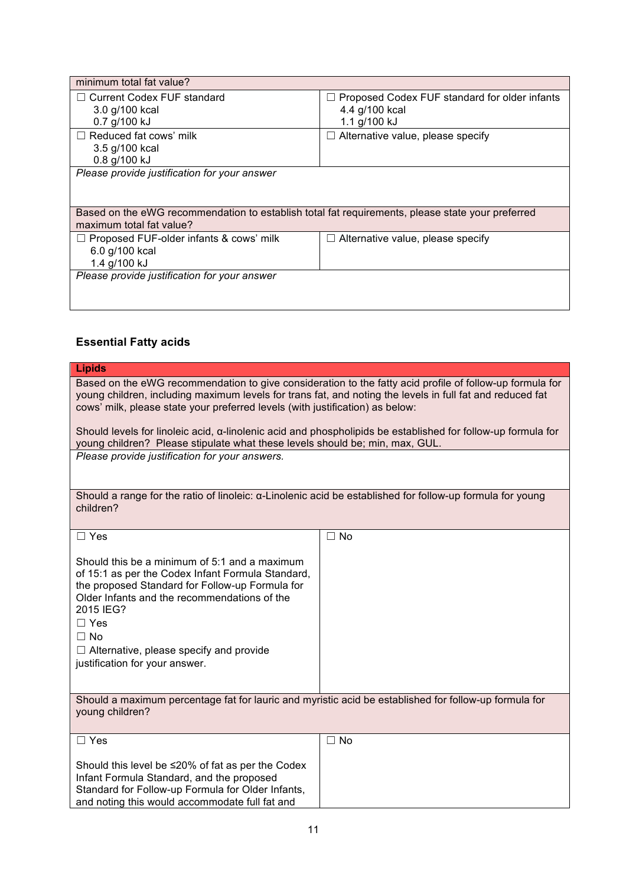| minimum total fat value? | |
|---|---|
| ☐ Current Codex FUF standard<br>3.0 g/100 kcal<br>0.7 g/100 kJ | ☐ Proposed Codex FUF standard for older infants<br>4.4 g/100 kcal<br>1.1 g/100 kJ |
| ☐ Reduced fat cows' milk<br>3.5 g/100 kcal<br>0.8 g/100 kJ | ☐ Alternative value, please specify |
| *Please provide justification for your answer* | |
| Based on the eWG recommendation to establish total fat requirements, please state your preferred maximum total fat value? | |
| ☐ Proposed FUF-older infants & cows' milk<br>6.0 g/100 kcal<br>1.4 g/100 kJ | ☐ Alternative value, please specify |
| *Please provide justification for your answer* | |

### Essential Fatty acids

| **Lipids** | |
|---|---|
| Based on the eWG recommendation to give consideration to the fatty acid profile of follow-up formula for young children, including maximum levels for trans fat, and noting the levels in full fat and reduced fat cows' milk, please state your preferred levels (with justification) as below:<br><br>Should levels for linoleic acid, α-linolenic acid and phospholipids be established for follow-up formula for young children? Please stipulate what these levels should be; min, max, GUL. | |
| *Please provide justification for your answers.* | |
| Should a range for the ratio of linoleic: α-Linolenic acid be established for follow-up formula for young children? | |
| ☐ Yes<br><br>Should this be a minimum of 5:1 and a maximum of 15:1 as per the Codex Infant Formula Standard, the proposed Standard for Follow-up Formula for Older Infants and the recommendations of the 2015 IEG?<br>☐ Yes<br>☐ No<br>☐ Alternative, please specify and provide justification for your answer. | ☐ No |
| Should a maximum percentage fat for lauric and myristic acid be established for follow-up formula for young children? | |
| ☐ Yes<br><br>Should this level be ≤20% of fat as per the Codex Infant Formula Standard, and the proposed Standard for Follow-up Formula for Older Infants, and noting this would accommodate full fat and | ☐ No |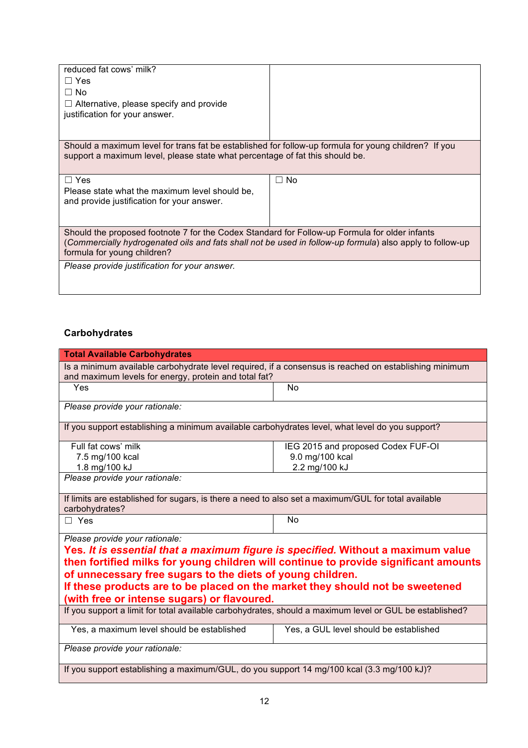| reduced fat cows' milk?<br>☐ Yes<br>☐ No<br>☐ Alternative, please specify and provide justification for your answer. | |
|---|---|
| Should a maximum level for trans fat be established for follow-up formula for young children? If you support a maximum level, please state what percentage of fat this should be. | |
| ☐ Yes<br>Please state what the maximum level should be, and provide justification for your answer. | ☐ No |
| Should the proposed footnote 7 for the Codex Standard for Follow-up Formula for older infants (*Commercially hydrogenated oils and fats shall not be used in follow-up formula*) also apply to follow-up formula for young children? | |
| *Please provide justification for your answer.* | |

**Carbohydrates**

| **Total Available Carbohydrates** | |
|---|---|
| Is a minimum available carbohydrate level required, if a consensus is reached on establishing minimum and maximum levels for energy, protein and total fat? | |
| Yes | No |
| *Please provide your rationale:* | |
| If you support establishing a minimum available carbohydrates level, what level do you support? | |
| Full fat cows' milk<br>7.5 mg/100 kcal<br>1.8 mg/100 kJ | IEG 2015 and proposed Codex FUF-OI<br>9.0 mg/100 kcal<br>2.2 mg/100 kJ |
| *Please provide your rationale:* | |
| If limits are established for sugars, is there a need to also set a maximum/GUL for total available carbohydrates? | |
| ☐ Yes | No |
| *Please provide your rationale:*<br>**Yes. *It is essential that a maximum figure is specified.* Without a maximum value then fortified milks for young children will continue to provide significant amounts of unnecessary free sugars to the diets of young children.**<br>**If these products are to be placed on the market they should not be sweetened (with free or intense sugars) or flavoured.** | |
| If you support a limit for total available carbohydrates, should a maximum level or GUL be established? | |
| Yes, a maximum level should be established | Yes, a GUL level should be established |
| *Please provide your rationale:* | |
| If you support establishing a maximum/GUL, do you support 14 mg/100 kcal (3.3 mg/100 kJ)? | |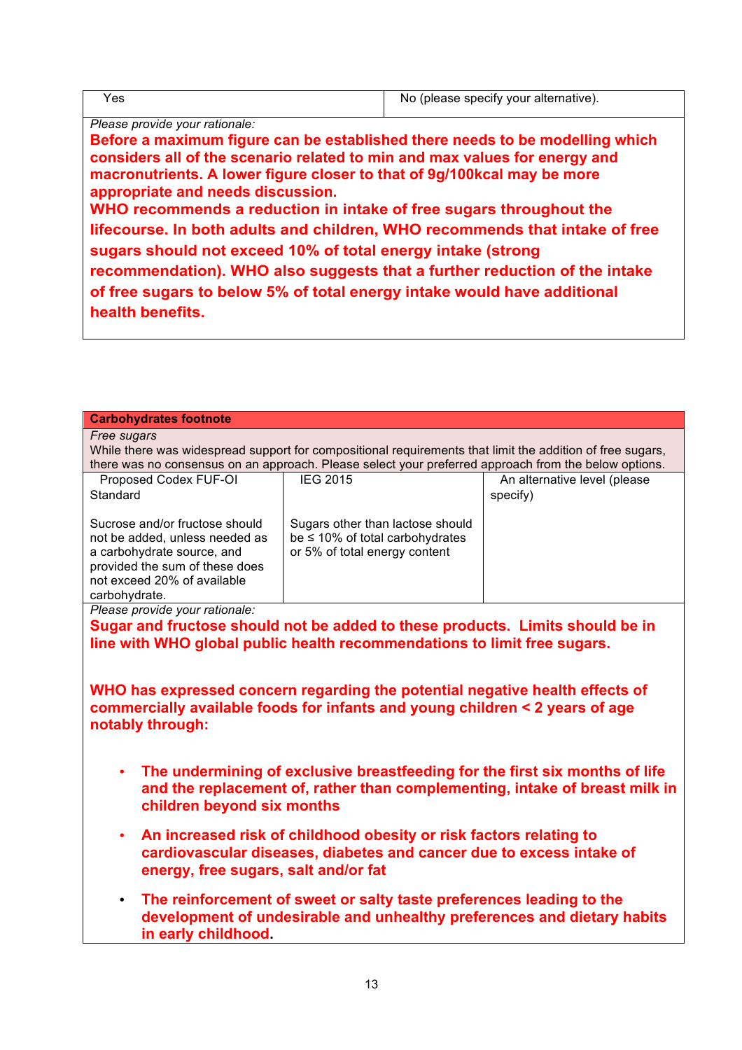| Yes | No (please specify your alternative). |
|---|---|

*Please provide your rationale:*

**Before a maximum figure can be established there needs to be modelling which considers all of the scenario related to min and max values for energy and macronutrients. A lower figure closer to that of 9g/100kcal may be more appropriate and needs discussion.**

**WHO recommends a reduction in intake of free sugars throughout the lifecourse. In both adults and children, WHO recommends that intake of free sugars should not exceed 10% of total energy intake (strong recommendation). WHO also suggests that a further reduction of the intake of free sugars to below 5% of total energy intake would have additional health benefits.**

**Carbohydrates footnote**

*Free sugars*

While there was widespread support for compositional requirements that limit the addition of free sugars, there was no consensus on an approach. Please select your preferred approach from the below options.

| Proposed Codex FUF-OI Standard | IEG 2015 | An alternative level (please specify) |
|---|---|---|
| Sucrose and/or fructose should not be added, unless needed as a carbohydrate source, and provided the sum of these does not exceed 20% of available carbohydrate. | Sugars other than lactose should be ≤ 10% of total carbohydrates or 5% of total energy content | |

*Please provide your rationale:*

**Sugar and fructose should not be added to these products. Limits should be in line with WHO global public health recommendations to limit free sugars.**

**WHO has expressed concern regarding the potential negative health effects of commercially available foods for infants and young children < 2 years of age notably through:**

- **The undermining of exclusive breastfeeding for the first six months of life and the replacement of, rather than complementing, intake of breast milk in children beyond six months**
- **An increased risk of childhood obesity or risk factors relating to cardiovascular diseases, diabetes and cancer due to excess intake of energy, free sugars, salt and/or fat**
- **The reinforcement of sweet or salty taste preferences leading to the development of undesirable and unhealthy preferences and dietary habits in early childhood.**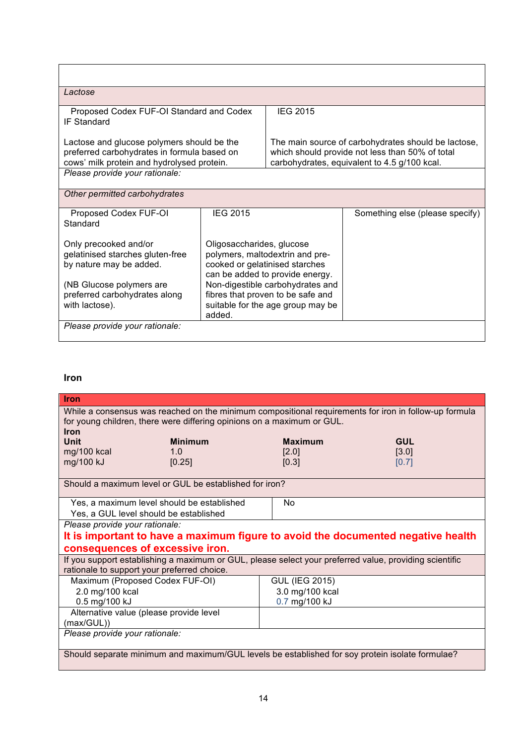| | |
|---|---|
| *Lactose* | |
| Proposed Codex FUF-OI Standard and Codex IF Standard<br><br>Lactose and glucose polymers should be the preferred carbohydrates in formula based on cows' milk protein and hydrolysed protein. | IEG 2015<br><br>The main source of carbohydrates should be lactose, which should provide not less than 50% of total carbohydrates, equivalent to 4.5 g/100 kcal. |
| *Please provide your rationale:* | |

| | | |
|---|---|---|
| *Other permitted carbohydrates* | | |
| Proposed Codex FUF-OI Standard<br><br>Only precooked and/or gelatinised starches gluten-free by nature may be added.<br><br>(NB Glucose polymers are preferred carbohydrates along with lactose). | IEG 2015<br><br>Oligosaccharides, glucose polymers, maltodextrin and pre-cooked or gelatinised starches can be added to provide energy. Non-digestible carbohydrates and fibres that proven to be safe and suitable for the age group may be added. | Something else (please specify) |
| *Please provide your rationale:* | | |

**Iron**

| | | | |
|---|---|---|---|
| **Iron** | | | |
| While a consensus was reached on the minimum compositional requirements for iron in follow-up formula for young children, there were differing opinions on a maximum or GUL. | | | |
| **Iron** | | | |
| **Unit** | **Minimum** | **Maximum** | **GUL** |
| mg/100 kcal | 1.0 | [2.0] | [3.0] |
| mg/100 kJ | [0.25] | [0.3] | [0.7] |

| | |
|---|---|
| Should a maximum level or GUL be established for iron? | |
| Yes, a maximum level should be established<br>Yes, a GUL level should be established | No |
| *Please provide your rationale:*<br>**It is important to have a maximum figure to avoid the documented negative health consequences of excessive iron.** | |
| If you support establishing a maximum or GUL, please select your preferred value, providing scientific rationale to support your preferred choice. | |
| Maximum (Proposed Codex FUF-OI)<br>2.0 mg/100 kcal<br>0.5 mg/100 kJ | GUL (IEG 2015)<br>3.0 mg/100 kcal<br>0.7 mg/100 kJ |
| Alternative value (please provide level (max/GUL)) | |
| *Please provide your rationale:* | |
| Should separate minimum and maximum/GUL levels be established for soy protein isolate formulae? | |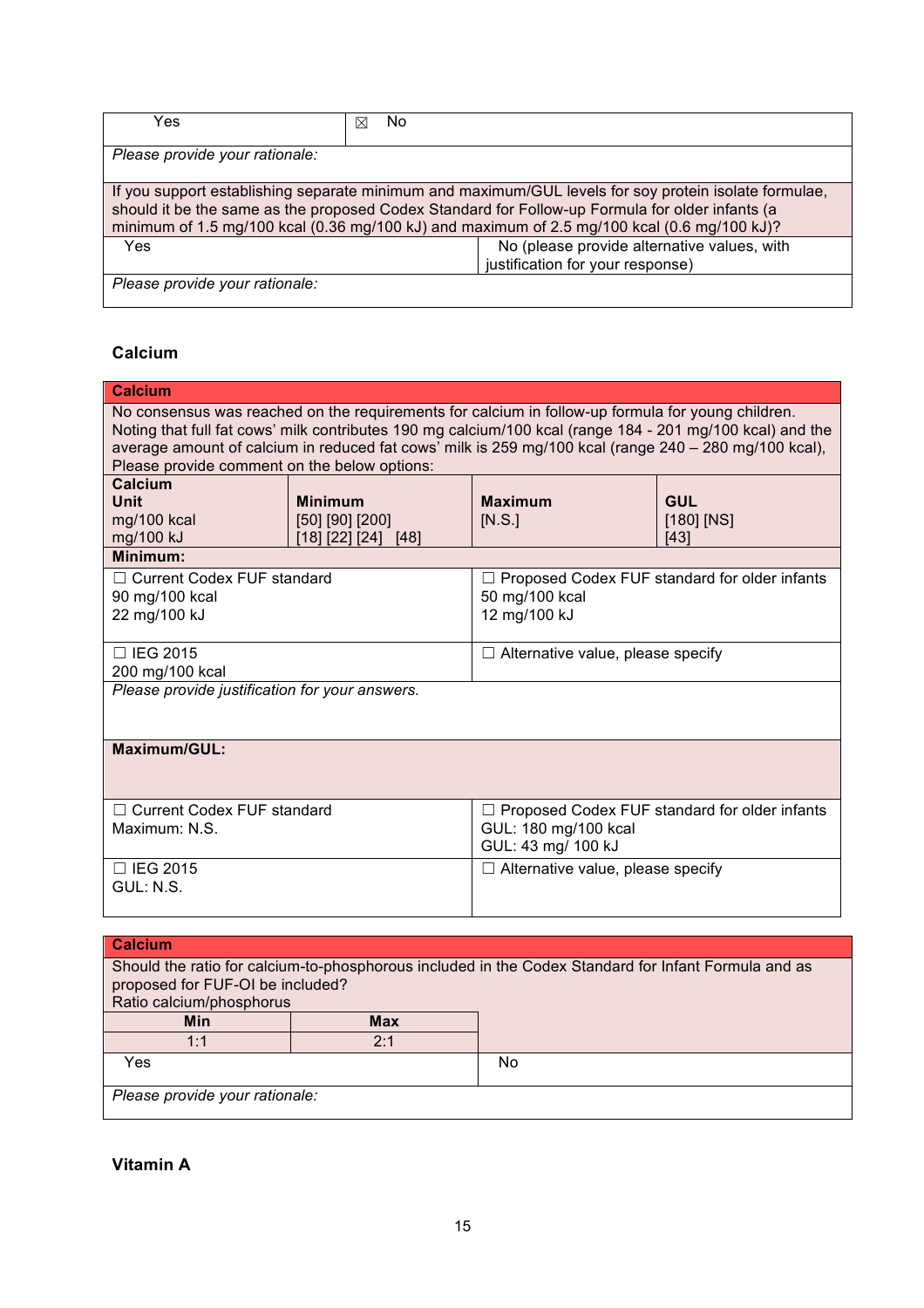| Yes | ☒ No |
|---|---|
| *Please provide your rationale:* | |
| If you support establishing separate minimum and maximum/GUL levels for soy protein isolate formulae, should it be the same as the proposed Codex Standard for Follow-up Formula for older infants (a minimum of 1.5 mg/100 kcal (0.36 mg/100 kJ) and maximum of 2.5 mg/100 kcal (0.6 mg/100 kJ)? | |
| Yes | No (please provide alternative values, with justification for your response) |
| *Please provide your rationale:* | |

### Calcium

| **Calcium** | | | |
|---|---|---|---|
| No consensus was reached on the requirements for calcium in follow-up formula for young children. Noting that full fat cows' milk contributes 190 mg calcium/100 kcal (range 184 - 201 mg/100 kcal) and the average amount of calcium in reduced fat cows' milk is 259 mg/100 kcal (range 240 – 280 mg/100 kcal), Please provide comment on the below options: | | | |
| **Calcium**<br>**Unit**<br>mg/100 kcal<br>mg/100 kJ | **Minimum**<br>[50] [90] [200]<br>[18] [22] [24] [48] | **Maximum**<br>[N.S.] | **GUL**<br>[180] [NS]<br>[43] |
| **Minimum:** | | | |
| ☐ Current Codex FUF standard<br>90 mg/100 kcal<br>22 mg/100 kJ | | ☐ Proposed Codex FUF standard for older infants<br>50 mg/100 kcal<br>12 mg/100 kJ | |
| ☐ IEG 2015<br>200 mg/100 kcal | | ☐ Alternative value, please specify | |
| *Please provide justification for your answers.* | | | |
| **Maximum/GUL:** | | | |
| ☐ Current Codex FUF standard<br>Maximum: N.S. | | ☐ Proposed Codex FUF standard for older infants<br>GUL: 180 mg/100 kcal<br>GUL: 43 mg/ 100 kJ | |
| ☐ IEG 2015<br>GUL: N.S. | | ☐ Alternative value, please specify | |

| **Calcium** | | |
|---|---|---|
| Should the ratio for calcium-to-phosphorous included in the Codex Standard for Infant Formula and as proposed for FUF-OI be included?<br>Ratio calcium/phosphorus | | |
| **Min** | **Max** | |
| 1:1 | 2:1 | |
| Yes | | No |
| *Please provide your rationale:* | | |

### Vitamin A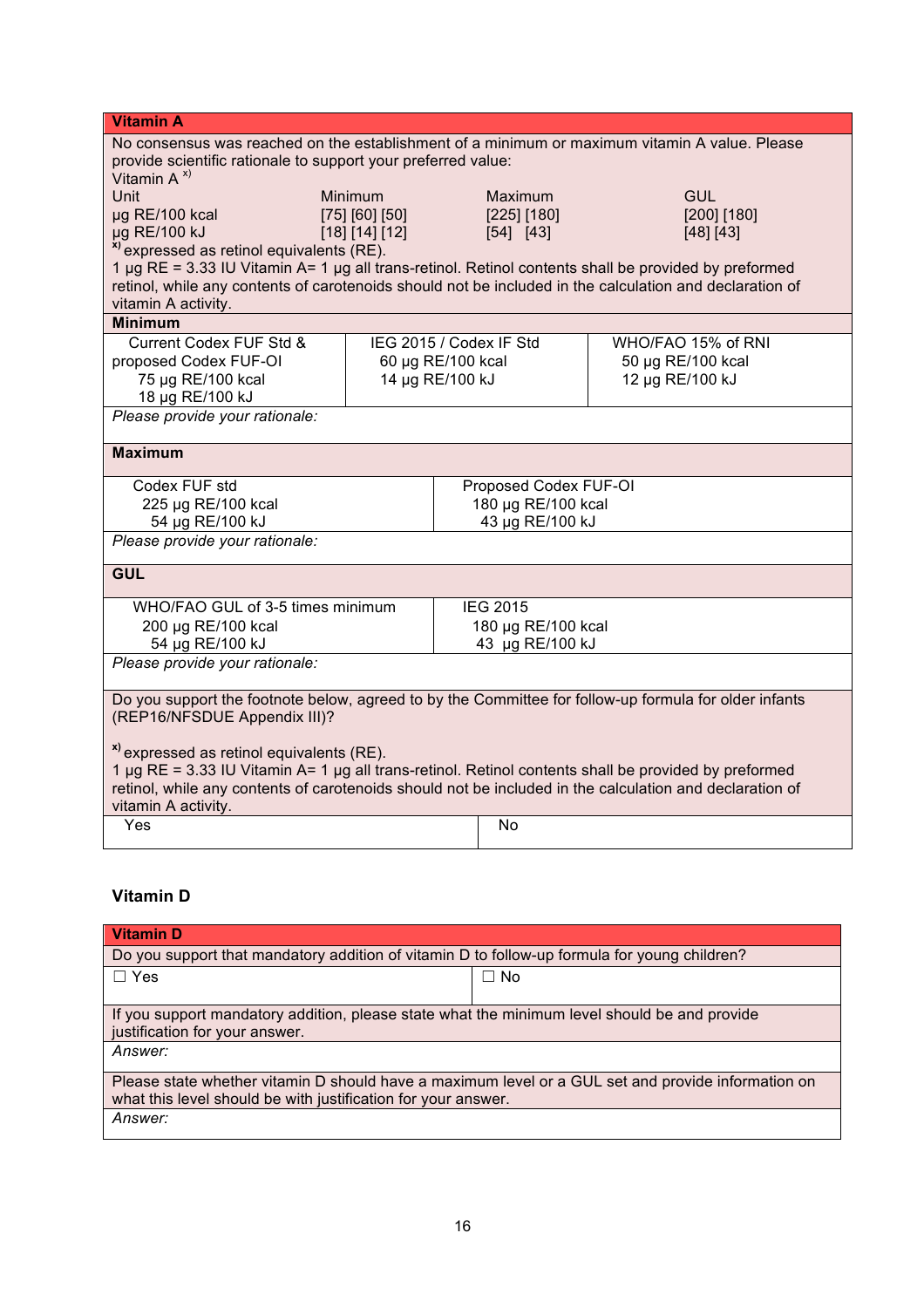**Vitamin A**

No consensus was reached on the establishment of a minimum or maximum vitamin A value. Please provide scientific rationale to support your preferred value:

Vitamin A [x)]

| Unit | Minimum | Maximum | GUL |
|---|---|---|---|
| µg RE/100 kcal | [75] [60] [50] | [225] [180] | [200] [180] |
| µg RE/100 kJ | [18] [14] [12] | [54] [43] | [48] [43] |

[x)] expressed as retinol equivalents (RE).

1 µg RE = 3.33 IU Vitamin A= 1 µg all trans-retinol. Retinol contents shall be provided by preformed retinol, while any contents of carotenoids should not be included in the calculation and declaration of vitamin A activity.

**Minimum**

| Current Codex FUF Std & proposed Codex FUF-OI 75 µg RE/100 kcal 18 µg RE/100 kJ | IEG 2015 / Codex IF Std 60 µg RE/100 kcal 14 µg RE/100 kJ | WHO/FAO 15% of RNI 50 µg RE/100 kcal 12 µg RE/100 kJ |
|---|---|---|

*Please provide your rationale:*

**Maximum**

| Codex FUF std 225 µg RE/100 kcal 54 µg RE/100 kJ | Proposed Codex FUF-OI 180 µg RE/100 kcal 43 µg RE/100 kJ |
|---|---|

*Please provide your rationale:*

**GUL**

| WHO/FAO GUL of 3-5 times minimum 200 µg RE/100 kcal 54 µg RE/100 kJ | IEG 2015 180 µg RE/100 kcal 43 µg RE/100 kJ |
|---|---|

*Please provide your rationale:*

Do you support the footnote below, agreed to by the Committee for follow-up formula for older infants (REP16/NFSDUE Appendix III)?

[x)] expressed as retinol equivalents (RE).

1 µg RE = 3.33 IU Vitamin A= 1 µg all trans-retinol. Retinol contents shall be provided by preformed retinol, while any contents of carotenoids should not be included in the calculation and declaration of vitamin A activity.

| Yes | No |
|---|---|

### Vitamin D

**Vitamin D**

Do you support that mandatory addition of vitamin D to follow-up formula for young children?

| ☐ Yes | ☐ No |
|---|---|

If you support mandatory addition, please state what the minimum level should be and provide justification for your answer.

*Answer:*

Please state whether vitamin D should have a maximum level or a GUL set and provide information on what this level should be with justification for your answer.

*Answer:*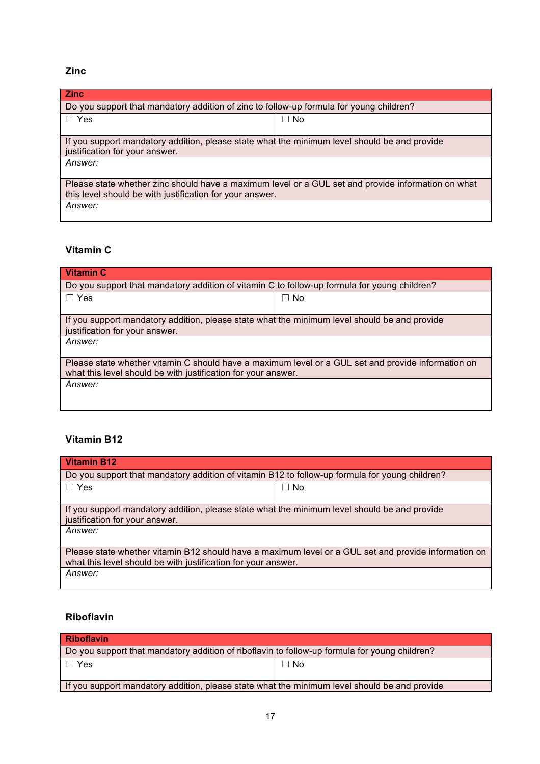### Zinc

| Zinc | |
|---|---|
| Do you support that mandatory addition of zinc to follow-up formula for young children? | |
| ☐ Yes | ☐ No |
| If you support mandatory addition, please state what the minimum level should be and provide justification for your answer. | |
| *Answer:* | |
| Please state whether zinc should have a maximum level or a GUL set and provide information on what this level should be with justification for your answer. | |
| *Answer:* | |

### Vitamin C

| Vitamin C | |
|---|---|
| Do you support that mandatory addition of vitamin C to follow-up formula for young children? | |
| ☐ Yes | ☐ No |
| If you support mandatory addition, please state what the minimum level should be and provide justification for your answer. | |
| *Answer:* | |
| Please state whether vitamin C should have a maximum level or a GUL set and provide information on what this level should be with justification for your answer. | |
| *Answer:* | |

### Vitamin B12

| Vitamin B12 | |
|---|---|
| Do you support that mandatory addition of vitamin B12 to follow-up formula for young children? | |
| ☐ Yes | ☐ No |
| If you support mandatory addition, please state what the minimum level should be and provide justification for your answer. | |
| *Answer:* | |
| Please state whether vitamin B12 should have a maximum level or a GUL set and provide information on what this level should be with justification for your answer. | |
| *Answer:* | |

### Riboflavin

| Riboflavin | |
|---|---|
| Do you support that mandatory addition of riboflavin to follow-up formula for young children? | |
| ☐ Yes | ☐ No |
| If you support mandatory addition, please state what the minimum level should be and provide | |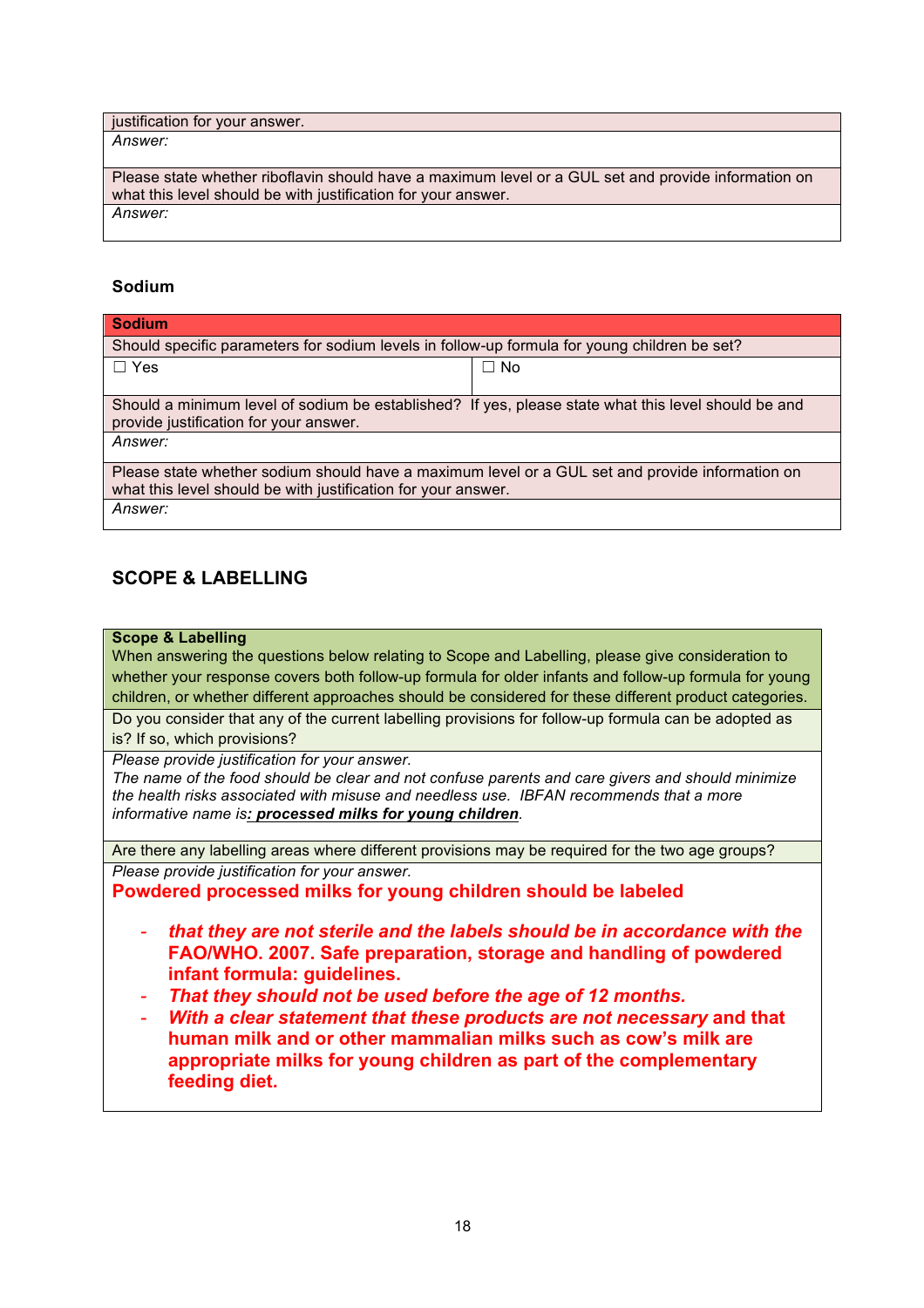| justification for your answer. |
|---|
| *Answer:* |
| Please state whether riboflavin should have a maximum level or a GUL set and provide information on what this level should be with justification for your answer. |
| *Answer:* |

### Sodium

| **Sodium** | |
|---|---|
| Should specific parameters for sodium levels in follow-up formula for young children be set? | |
| ☐ Yes | ☐ No |
| Should a minimum level of sodium be established? If yes, please state what this level should be and provide justification for your answer. | |
| *Answer:* | |
| Please state whether sodium should have a maximum level or a GUL set and provide information on what this level should be with justification for your answer. | |
| *Answer:* | |

## SCOPE & LABELLING

| **Scope & Labelling**<br>When answering the questions below relating to Scope and Labelling, please give consideration to whether your response covers both follow-up formula for older infants and follow-up formula for young children, or whether different approaches should be considered for these different product categories. |
|---|
| Do you consider that any of the current labelling provisions for follow-up formula can be adopted as is? If so, which provisions? |
| *Please provide justification for your answer.*<br>*The name of the food should be clear and not confuse parents and care givers and should minimize the health risks associated with misuse and needless use. IBFAN recommends that a more informative name is**: processed milks for young children**.* |
| Are there any labelling areas where different provisions may be required for the two age groups? |
| *Please provide justification for your answer.*<br>**Powdered processed milks for young children should be labeled**<br>- ***that they are not sterile and the labels should be in accordance with the*** **FAO/WHO. 2007. Safe preparation, storage and handling of powdered infant formula: guidelines.**<br>- ***That they should not be used before the age of 12 months.***<br>- ***With a clear statement that these products are not necessary*** **and that human milk and or other mammalian milks such as cow's milk are appropriate milks for young children as part of the complementary feeding diet.** |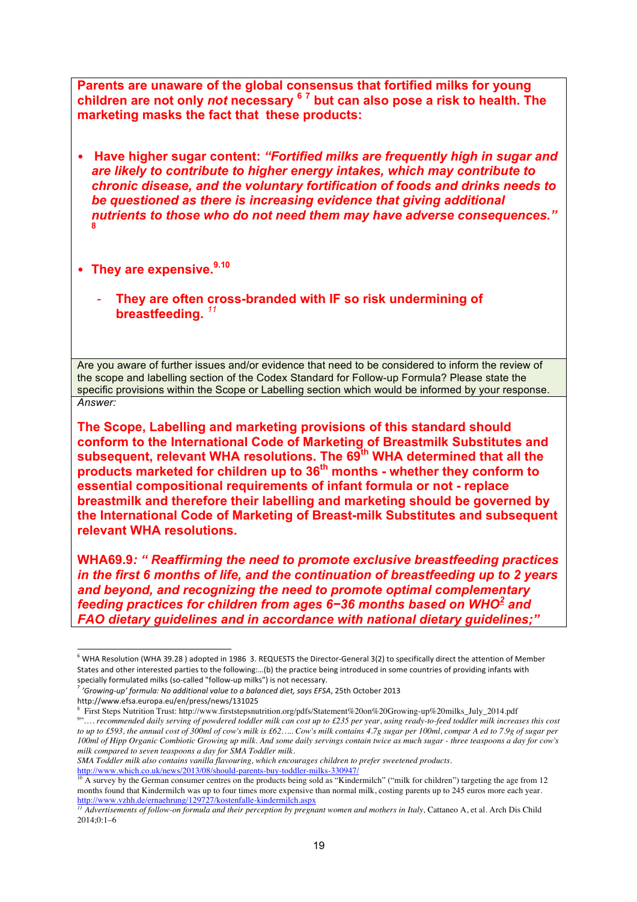**Parents are unaware of the global consensus that fortified milks for young children are not only *not* necessary [6 7] but can also pose a risk to health. The marketing masks the fact that these products:**

- **Have higher sugar content: *"Fortified milks are frequently high in sugar and are likely to contribute to higher energy intakes, which may contribute to chronic disease, and the voluntary fortification of foods and drinks needs to be questioned as there is increasing evidence that giving additional nutrients to those who do not need them may have adverse consequences."* [8]**

- **They are expensive.[9,10]**
  - **They are often cross-branded with IF so risk undermining of breastfeeding.** [11]

Are you aware of further issues and/or evidence that need to be considered to inform the review of the scope and labelling section of the Codex Standard for Follow-up Formula? Please state the specific provisions within the Scope or Labelling section which would be informed by your response.

*Answer:*

**The Scope, Labelling and marketing provisions of this standard should conform to the International Code of Marketing of Breastmilk Substitutes and subsequent, relevant WHA resolutions. The 69th WHA determined that all the products marketed for children up to 36th months - whether they conform to essential compositional requirements of infant formula or not - replace breastmilk and therefore their labelling and marketing should be governed by the International Code of Marketing of Breast-milk Substitutes and subsequent relevant WHA resolutions.**

**WHA69.9*: " Reaffirming the need to promote exclusive breastfeeding practices in the first 6 months of life, and the continuation of breastfeeding up to 2 years and beyond, and recognizing the need to promote optimal complementary feeding practices for children from ages 6−36 months based on WHO[2] and FAO dietary guidelines and in accordance with national dietary guidelines;"***

---

[6] WHA Resolution (WHA 39.28 ) adopted in 1986 3. REQUESTS the Director-General 3(2) to specifically direct the attention of Member States and other interested parties to the following:...(b) the practice being introduced in some countries of providing infants with specially formulated milks (so-called "follow-up milks") is not necessary.

[7] *'Growing-up' formula: No additional value to a balanced diet, says EFSA*, 25th October 2013 http://www.efsa.europa.eu/en/press/news/131025

[8] First Steps Nutrition Trust: http://www.firststepsnutrition.org/pdfs/Statement%20on%20Growing-up%20milks_July_2014.pdf

[9] *"…. recommended daily serving of powdered toddler milk can cost up to £235 per year, using ready-to-feed toddler milk increases this cost to up to £593, the annual cost of 300ml of cow's milk is £62….. Cow's milk contains 4.7g sugar per 100ml, compar A ed to 7.9g of sugar per 100ml of Hipp Organic Combiotic Growing up milk. And some daily servings contain twice as much sugar - three teaspoons a day for cow's milk compared to seven teaspoons a day for SMA Toddler milk.*
*SMA Toddler milk also contains vanilla flavouring, which encourages children to prefer sweetened products.*
http://www.which.co.uk/news/2013/08/should-parents-buy-toddler-milks-330947/

[10] A survey by the German consumer centres on the products being sold as "Kindermilch" ("milk for children") targeting the age from 12 months found that Kindermilch was up to four times more expensive than normal milk, costing parents up to 245 euros more each year. http://www.vzhh.de/ernaehrung/129727/kostenfalle-kindermilch.aspx

[11] *Advertisements of follow-on formula and their perception by pregnant women and mothers in Italy*, Cattaneo A, et al. Arch Dis Child 2014;0:1–6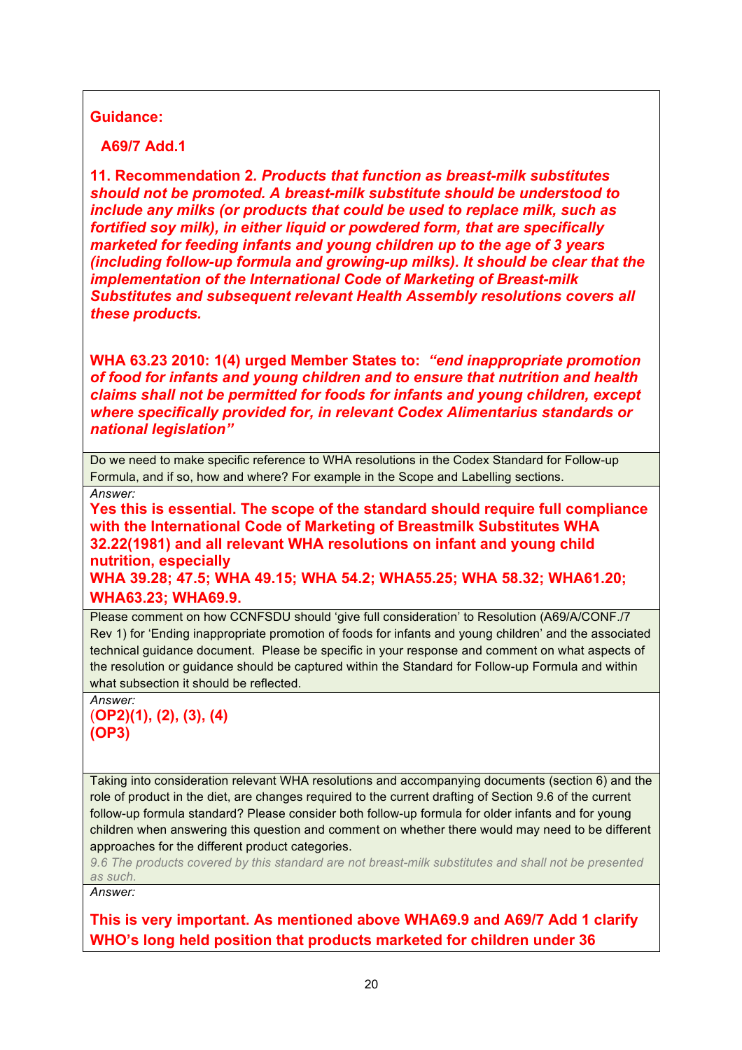**Guidance:**

**A69/7 Add.1**

**11. Recommendation 2. *Products that function as breast-milk substitutes should not be promoted. A breast-milk substitute should be understood to include any milks (or products that could be used to replace milk, such as fortified soy milk), in either liquid or powdered form, that are specifically marketed for feeding infants and young children up to the age of 3 years (including follow-up formula and growing-up milks). It should be clear that the implementation of the International Code of Marketing of Breast-milk Substitutes and subsequent relevant Health Assembly resolutions covers all these products.***

**WHA 63.23 2010: 1(4) urged Member States to: *"end inappropriate promotion of food for infants and young children and to ensure that nutrition and health claims shall not be permitted for foods for infants and young children, except where specifically provided for, in relevant Codex Alimentarius standards or national legislation"***

Do we need to make specific reference to WHA resolutions in the Codex Standard for Follow-up Formula, and if so, how and where? For example in the Scope and Labelling sections.

*Answer:*

**Yes this is essential. The scope of the standard should require full compliance with the International Code of Marketing of Breastmilk Substitutes WHA 32.22(1981) and all relevant WHA resolutions on infant and young child nutrition, especially**

**WHA 39.28; 47.5; WHA 49.15; WHA 54.2; WHA55.25; WHA 58.32; WHA61.20; WHA63.23; WHA69.9.**

Please comment on how CCNFSDU should 'give full consideration' to Resolution (A69/A/CONF./7 Rev 1) for 'Ending inappropriate promotion of foods for infants and young children' and the associated technical guidance document. Please be specific in your response and comment on what aspects of the resolution or guidance should be captured within the Standard for Follow-up Formula and within what subsection it should be reflected.

*Answer:*

**(OP2)(1), (2), (3), (4)**
**(OP3)**

Taking into consideration relevant WHA resolutions and accompanying documents (section 6) and the role of product in the diet, are changes required to the current drafting of Section 9.6 of the current follow-up formula standard? Please consider both follow-up formula for older infants and for young children when answering this question and comment on whether there would may need to be different approaches for the different product categories.

*9.6 The products covered by this standard are not breast-milk substitutes and shall not be presented as such.*

*Answer:*

**This is very important. As mentioned above WHA69.9 and A69/7 Add 1 clarify WHO's long held position that products marketed for children under 36**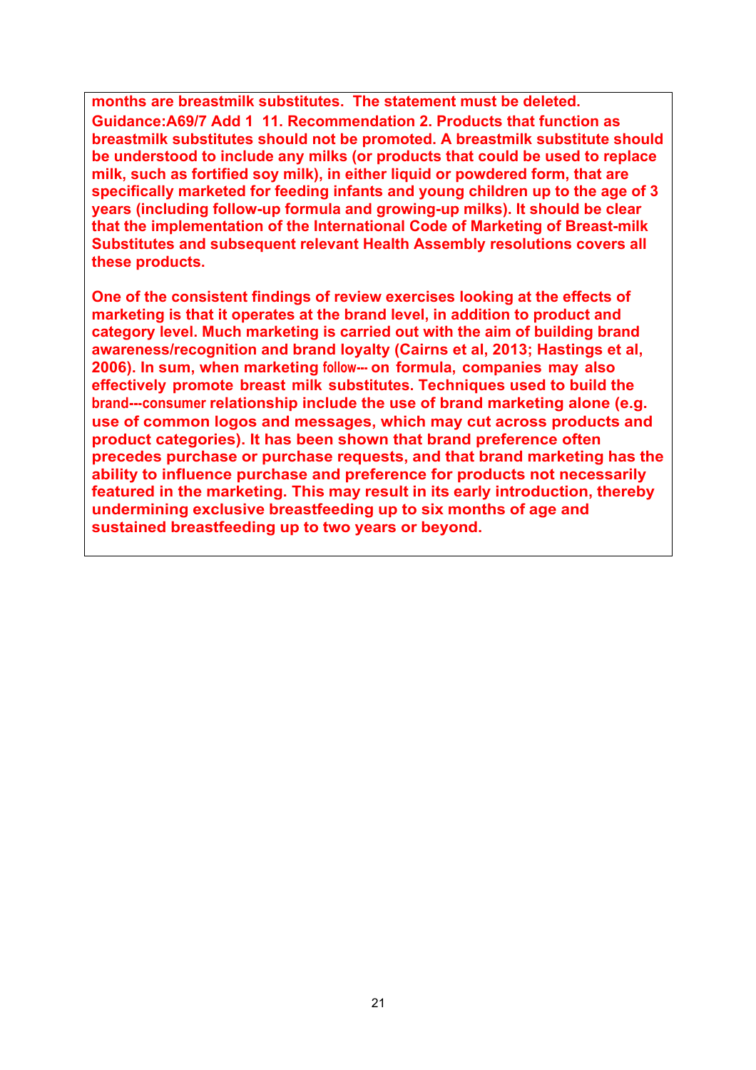**months are breastmilk substitutes. The statement must be deleted.**

**Guidance:A69/7 Add 1 11. Recommendation 2. Products that function as breastmilk substitutes should not be promoted. A breastmilk substitute should be understood to include any milks (or products that could be used to replace milk, such as fortified soy milk), in either liquid or powdered form, that are specifically marketed for feeding infants and young children up to the age of 3 years (including follow-up formula and growing-up milks). It should be clear that the implementation of the International Code of Marketing of Breast-milk Substitutes and subsequent relevant Health Assembly resolutions covers all these products.**

**One of the consistent findings of review exercises looking at the effects of marketing is that it operates at the brand level, in addition to product and category level. Much marketing is carried out with the aim of building brand awareness/recognition and brand loyalty (Cairns et al, 2013; Hastings et al, 2006). In sum, when marketing follow--- on formula, companies may also effectively promote breast milk substitutes. Techniques used to build the brand---consumer relationship include the use of brand marketing alone (e.g. use of common logos and messages, which may cut across products and product categories). It has been shown that brand preference often precedes purchase or purchase requests, and that brand marketing has the ability to influence purchase and preference for products not necessarily featured in the marketing. This may result in its early introduction, thereby undermining exclusive breastfeeding up to six months of age and sustained breastfeeding up to two years or beyond.**